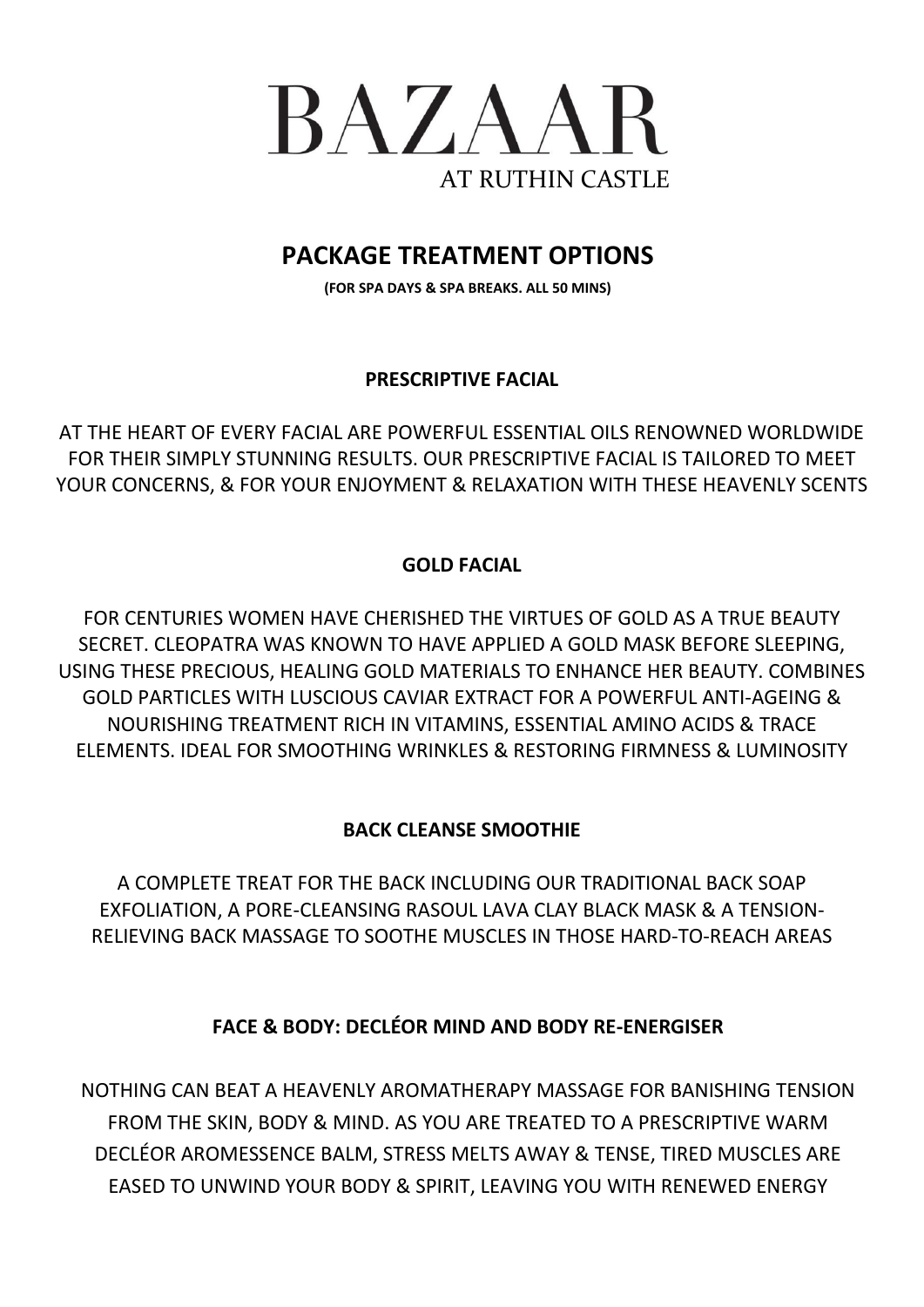# BAZAAR

AT RUTHIN CASTLE

## PACKAGE TREATMENT OPTIONS

**(FOR SPA DAYS & SPA BREAKS. ALL 50 MINS)**

### PRESCRIPTIVE FACIAL

AT THE HEART OF EVERY FACIAL ARE POWERFUL ESSENTIAL OILS RENOWNED WORLDWIDE FOR THEIR SIMPLY STUNNING RESULTS. OUR PRESCRIPTIVE FACIAL IS TAILORED TO MEET YOUR CONCERNS, & FOR YOUR ENJOYMENT & RELAXATION WITH THESE HEAVENLY SCENTS

### GOLD FACIAL

FOR CENTURIES WOMEN HAVE CHERISHED THE VIRTUES OF GOLD AS A TRUE BEAUTY SECRET. CLEOPATRA WAS KNOWN TO HAVE APPLIED A GOLD MASK BEFORE SLEEPING, USING THESE PRECIOUS, HEALING GOLD MATERIALS TO ENHANCE HER BEAUTY. COMBINES GOLD PARTICLES WITH LUSCIOUS CAVIAR EXTRACT FOR A POWERFUL ANTI-AGEING & NOURISHING TREATMENT RICH IN VITAMINS, ESSENTIAL AMINO ACIDS & TRACE ELEMENTS. IDEAL FOR SMOOTHING WRINKLES & RESTORING FIRMNESS & LUMINOSITY

### BACK CLEANSE SMOOTHIE

A COMPLETE TREAT FOR THE BACK INCLUDING OUR TRADITIONAL BACK SOAP EXFOLIATION, A PORE-CLEANSING RASOUL LAVA CLAY BLACK MASK & A TENSION-RELIEVING BACK MASSAGE TO SOOTHE MUSCLES IN THOSE HARD-TO-REACH AREAS

### FACE & BODY: DECLÉOR MIND AND BODY RE-ENERGISER

NOTHING CAN BEAT A HEAVENLY AROMATHERAPY MASSAGE FOR BANISHING TENSION FROM THE SKIN, BODY & MIND. AS YOU ARE TREATED TO A PRESCRIPTIVE WARM DECLÉOR AROMESSENCE BALM, STRESS MELTS AWAY & TENSE, TIRED MUSCLES ARE EASED TO UNWIND YOUR BODY & SPIRIT, LEAVING YOU WITH RENEWED ENERGY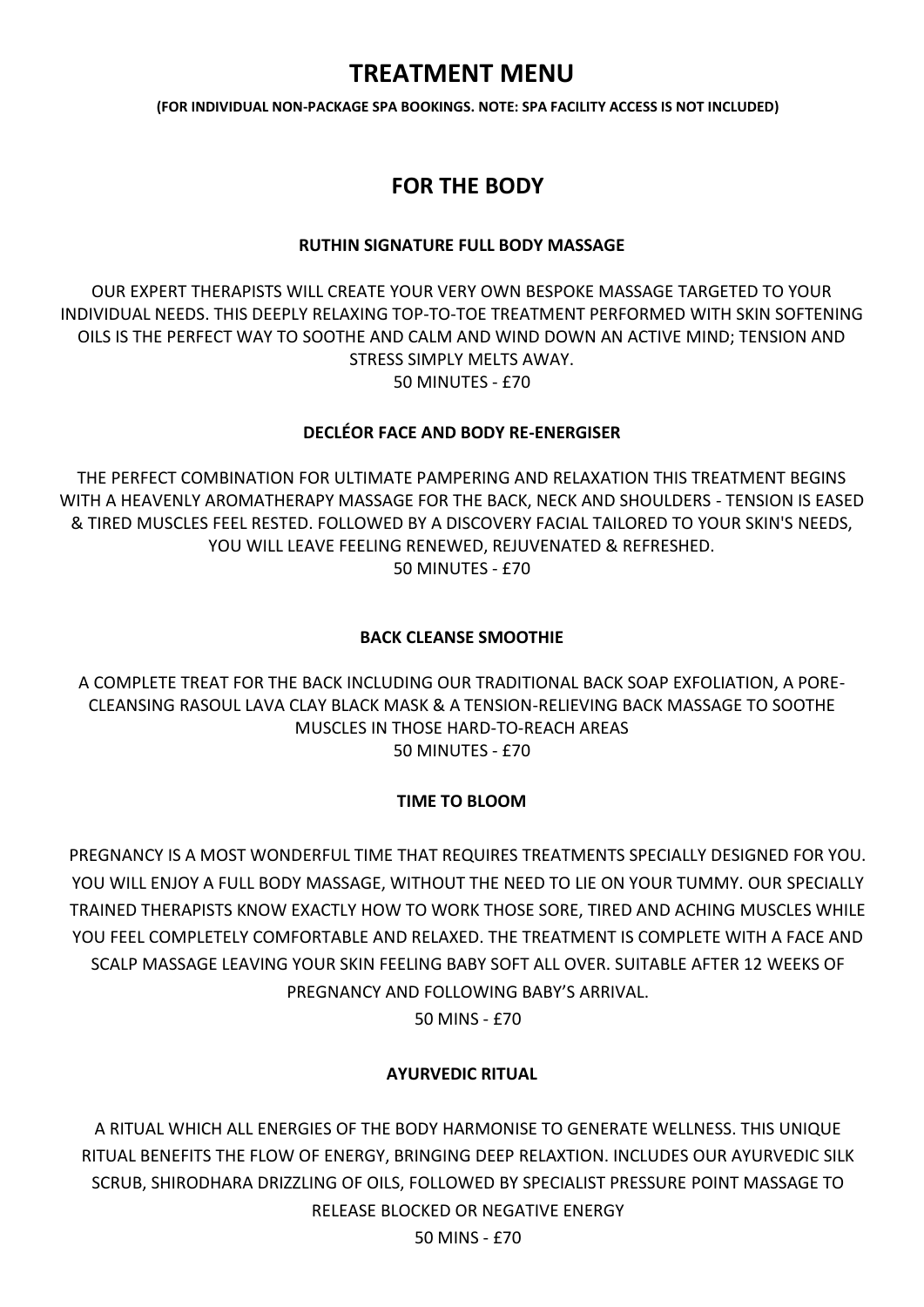# TREATMENT MENU

**(FOR INDIVIDUAL NON-PACKAGE SPA BOOKINGS. NOTE: SPA FACILITY ACCESS IS NOT INCLUDED)**

## FOR THE BODY

### RUTHIN SIGNATURE FULL BODY MASSAGE

OUR EXPERT THERAPISTS WILL CREATE YOUR VERY OWN BESPOKE MASSAGE TARGETED TO YOUR INDIVIDUAL NEEDS. THIS DEEPLY RELAXING TOP-TO-TOE TREATMENT PERFORMED WITH SKIN SOFTENING OILS IS THE PERFECT WAY TO SOOTHE AND CALM AND WIND DOWN AN ACTIVE MIND; TENSION AND STRESS SIMPLY MELTS AWAY.
50 MINUTES - £70

### DECLÉOR FACE AND BODY RE-ENERGISER

THE PERFECT COMBINATION FOR ULTIMATE PAMPERING AND RELAXATION THIS TREATMENT BEGINS WITH A HEAVENLY AROMATHERAPY MASSAGE FOR THE BACK, NECK AND SHOULDERS - TENSION IS EASED & TIRED MUSCLES FEEL RESTED. FOLLOWED BY A DISCOVERY FACIAL TAILORED TO YOUR SKIN'S NEEDS, YOU WILL LEAVE FEELING RENEWED, REJUVENATED & REFRESHED.
50 MINUTES - £70

### BACK CLEANSE SMOOTHIE

A COMPLETE TREAT FOR THE BACK INCLUDING OUR TRADITIONAL BACK SOAP EXFOLIATION, A PORE-CLEANSING RASOUL LAVA CLAY BLACK MASK & A TENSION-RELIEVING BACK MASSAGE TO SOOTHE MUSCLES IN THOSE HARD-TO-REACH AREAS
50 MINUTES - £70

### TIME TO BLOOM

PREGNANCY IS A MOST WONDERFUL TIME THAT REQUIRES TREATMENTS SPECIALLY DESIGNED FOR YOU. YOU WILL ENJOY A FULL BODY MASSAGE, WITHOUT THE NEED TO LIE ON YOUR TUMMY. OUR SPECIALLY TRAINED THERAPISTS KNOW EXACTLY HOW TO WORK THOSE SORE, TIRED AND ACHING MUSCLES WHILE YOU FEEL COMPLETELY COMFORTABLE AND RELAXED. THE TREATMENT IS COMPLETE WITH A FACE AND SCALP MASSAGE LEAVING YOUR SKIN FEELING BABY SOFT ALL OVER. SUITABLE AFTER 12 WEEKS OF PREGNANCY AND FOLLOWING BABY'S ARRIVAL.
50 MINS - £70

### AYURVEDIC RITUAL

A RITUAL WHICH ALL ENERGIES OF THE BODY HARMONISE TO GENERATE WELLNESS. THIS UNIQUE RITUAL BENEFITS THE FLOW OF ENERGY, BRINGING DEEP RELAXTION. INCLUDES OUR AYURVEDIC SILK SCRUB, SHIRODHARA DRIZZLING OF OILS, FOLLOWED BY SPECIALIST PRESSURE POINT MASSAGE TO RELEASE BLOCKED OR NEGATIVE ENERGY
50 MINS - £70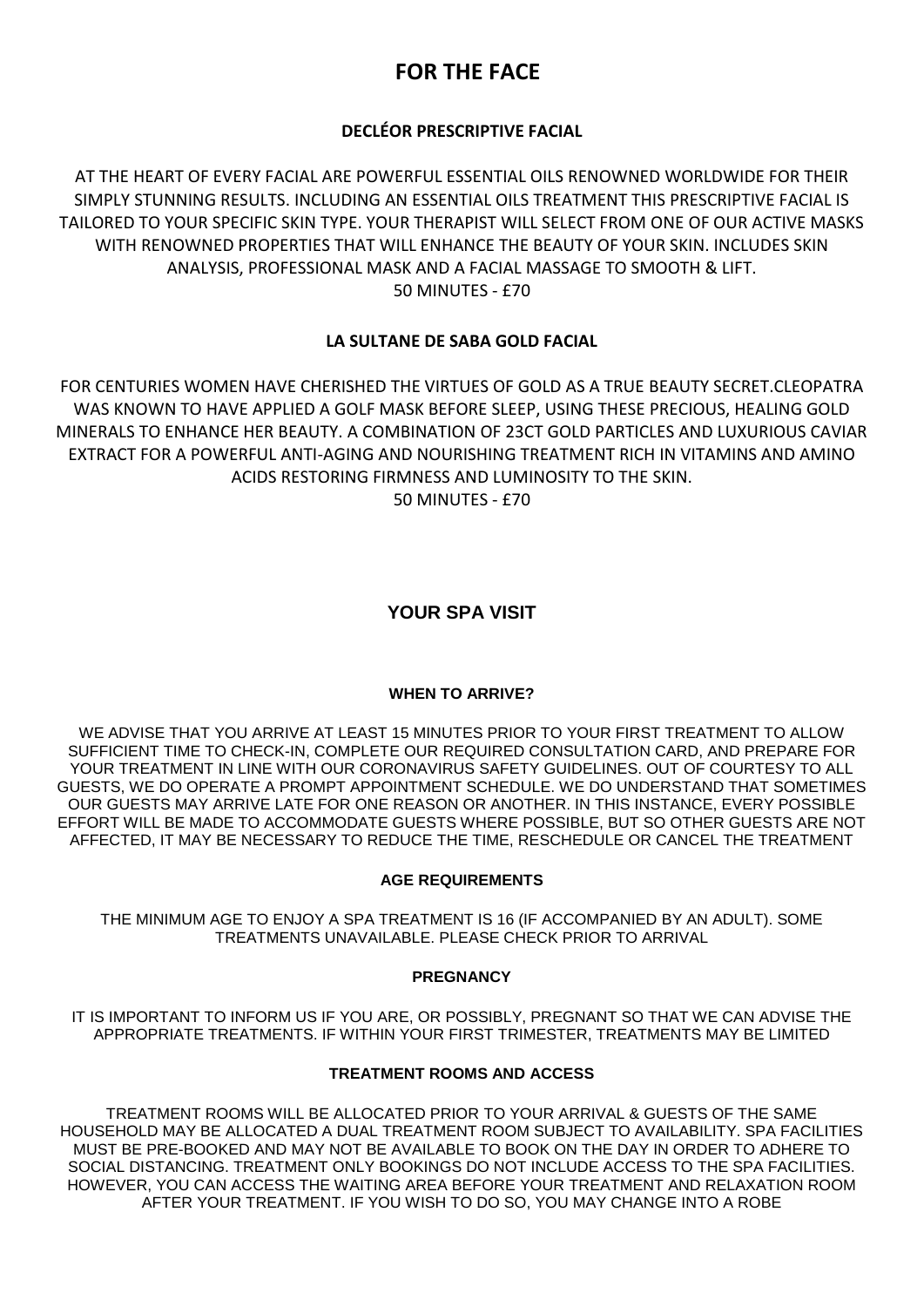# FOR THE FACE

### DECLÉOR PRESCRIPTIVE FACIAL

AT THE HEART OF EVERY FACIAL ARE POWERFUL ESSENTIAL OILS RENOWNED WORLDWIDE FOR THEIR SIMPLY STUNNING RESULTS. INCLUDING AN ESSENTIAL OILS TREATMENT THIS PRESCRIPTIVE FACIAL IS TAILORED TO YOUR SPECIFIC SKIN TYPE. YOUR THERAPIST WILL SELECT FROM ONE OF OUR ACTIVE MASKS WITH RENOWNED PROPERTIES THAT WILL ENHANCE THE BEAUTY OF YOUR SKIN. INCLUDES SKIN ANALYSIS, PROFESSIONAL MASK AND A FACIAL MASSAGE TO SMOOTH & LIFT.
50 MINUTES - £70

### LA SULTANE DE SABA GOLD FACIAL

FOR CENTURIES WOMEN HAVE CHERISHED THE VIRTUES OF GOLD AS A TRUE BEAUTY SECRET.CLEOPATRA WAS KNOWN TO HAVE APPLIED A GOLF MASK BEFORE SLEEP, USING THESE PRECIOUS, HEALING GOLD MINERALS TO ENHANCE HER BEAUTY. A COMBINATION OF 23CT GOLD PARTICLES AND LUXURIOUS CAVIAR EXTRACT FOR A POWERFUL ANTI-AGING AND NOURISHING TREATMENT RICH IN VITAMINS AND AMINO ACIDS RESTORING FIRMNESS AND LUMINOSITY TO THE SKIN.
50 MINUTES - £70

## YOUR SPA VISIT

### WHEN TO ARRIVE?

WE ADVISE THAT YOU ARRIVE AT LEAST 15 MINUTES PRIOR TO YOUR FIRST TREATMENT TO ALLOW SUFFICIENT TIME TO CHECK-IN, COMPLETE OUR REQUIRED CONSULTATION CARD, AND PREPARE FOR YOUR TREATMENT IN LINE WITH OUR CORONAVIRUS SAFETY GUIDELINES. OUT OF COURTESY TO ALL GUESTS, WE DO OPERATE A PROMPT APPOINTMENT SCHEDULE. WE DO UNDERSTAND THAT SOMETIMES OUR GUESTS MAY ARRIVE LATE FOR ONE REASON OR ANOTHER. IN THIS INSTANCE, EVERY POSSIBLE EFFORT WILL BE MADE TO ACCOMMODATE GUESTS WHERE POSSIBLE, BUT SO OTHER GUESTS ARE NOT AFFECTED, IT MAY BE NECESSARY TO REDUCE THE TIME, RESCHEDULE OR CANCEL THE TREATMENT

### AGE REQUIREMENTS

THE MINIMUM AGE TO ENJOY A SPA TREATMENT IS 16 (IF ACCOMPANIED BY AN ADULT). SOME TREATMENTS UNAVAILABLE. PLEASE CHECK PRIOR TO ARRIVAL

### PREGNANCY

IT IS IMPORTANT TO INFORM US IF YOU ARE, OR POSSIBLY, PREGNANT SO THAT WE CAN ADVISE THE APPROPRIATE TREATMENTS. IF WITHIN YOUR FIRST TRIMESTER, TREATMENTS MAY BE LIMITED

### TREATMENT ROOMS AND ACCESS

TREATMENT ROOMS WILL BE ALLOCATED PRIOR TO YOUR ARRIVAL & GUESTS OF THE SAME HOUSEHOLD MAY BE ALLOCATED A DUAL TREATMENT ROOM SUBJECT TO AVAILABILITY. SPA FACILITIES MUST BE PRE-BOOKED AND MAY NOT BE AVAILABLE TO BOOK ON THE DAY IN ORDER TO ADHERE TO SOCIAL DISTANCING. TREATMENT ONLY BOOKINGS DO NOT INCLUDE ACCESS TO THE SPA FACILITIES. HOWEVER, YOU CAN ACCESS THE WAITING AREA BEFORE YOUR TREATMENT AND RELAXATION ROOM AFTER YOUR TREATMENT. IF YOU WISH TO DO SO, YOU MAY CHANGE INTO A ROBE